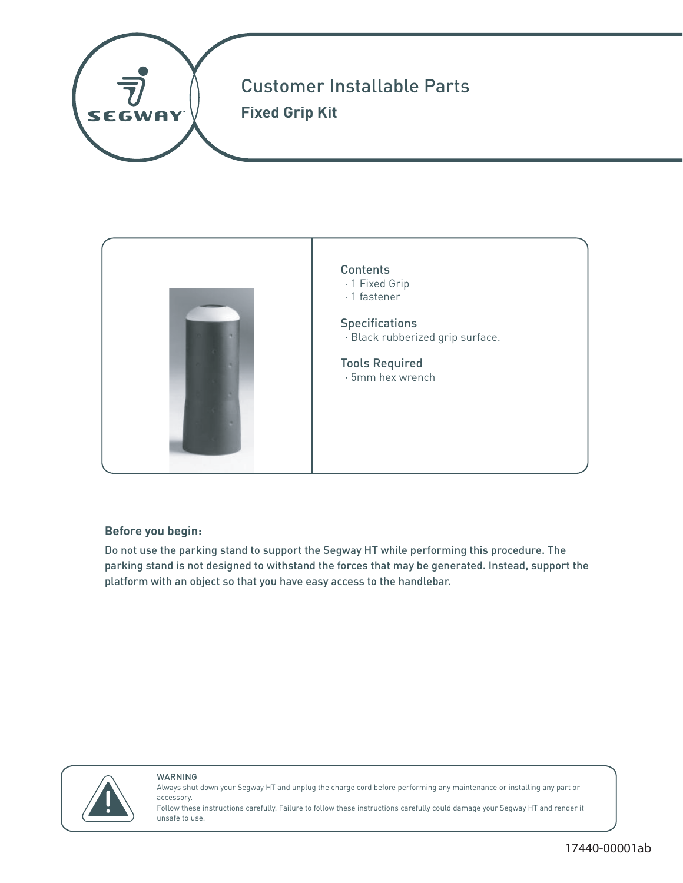# Customer Installable Parts

## Fixed Grip Kit

Contents
- 1 Fixed Grip
- 1 fastener

Specifications
- Black rubberized grip surface.

Tools Required
- 5mm hex wrench

**Before you begin:**

Do not use the parking stand to support the Segway HT while performing this procedure. The parking stand is not designed to withstand the forces that may be generated. Instead, support the platform with an object so that you have easy access to the handlebar.

WARNING
Always shut down your Segway HT and unplug the charge cord before performing any maintenance or installing any part or accessory.
Follow these instructions carefully. Failure to follow these instructions carefully could damage your Segway HT and render it unsafe to use.

17440-00001ab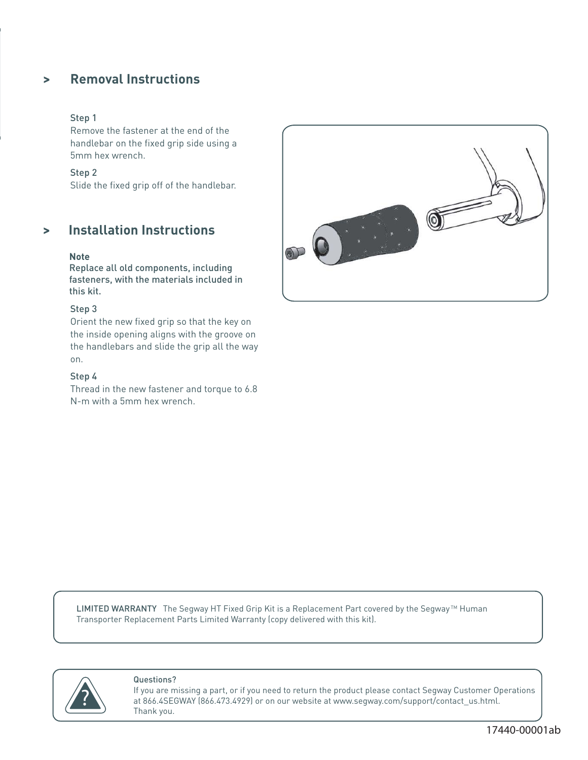## > Removal Instructions

**Step 1**
Remove the fastener at the end of the handlebar on the fixed grip side using a 5mm hex wrench.

**Step 2**
Slide the fixed grip off of the handlebar.

## > Installation Instructions

**Note**
**Replace all old components, including fasteners, with the materials included in this kit.**

**Step 3**
Orient the new fixed grip so that the key on the inside opening aligns with the groove on the handlebars and slide the grip all the way on.

**Step 4**
Thread in the new fastener and torque to 6.8 N-m with a 5mm hex wrench.

LIMITED WARRANTY The Segway HT Fixed Grip Kit is a Replacement Part covered by the Segway™ Human Transporter Replacement Parts Limited Warranty (copy delivered with this kit).

**Questions?**
If you are missing a part, or if you need to return the product please contact Segway Customer Operations at 866.4SEGWAY (866.473.4929) or on our website at www.segway.com/support/contact_us.html.
Thank you.

17440-00001ab